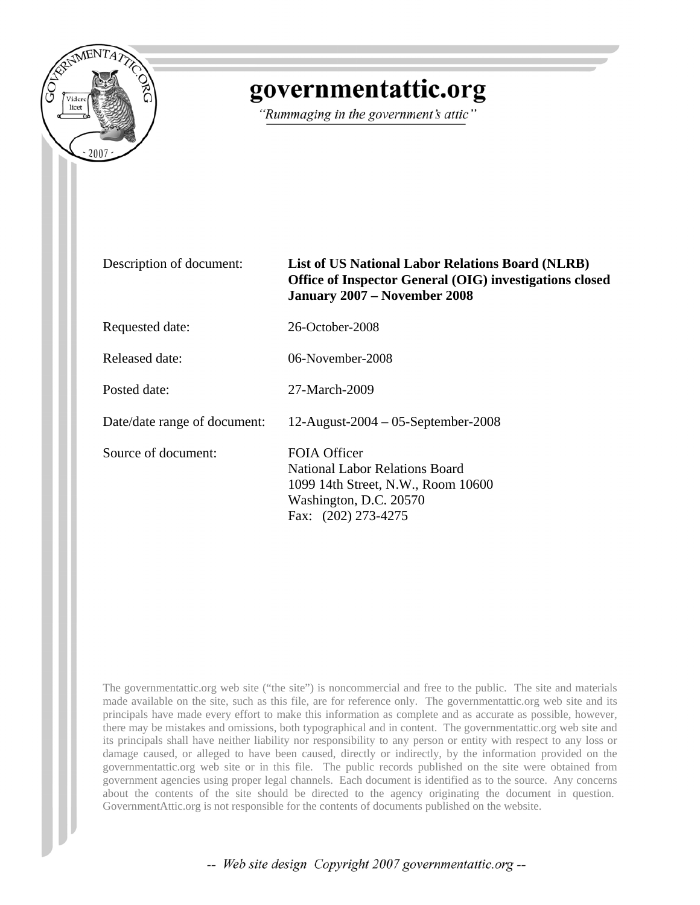# governmentattic.org

*"Rummaging in the government's attic"*

| | |
|---|---|
| Description of document: | **List of US National Labor Relations Board (NLRB) Office of Inspector General (OIG) investigations closed January 2007 – November 2008** |
| Requested date: | 26-October-2008 |
| Released date: | 06-November-2008 |
| Posted date: | 27-March-2009 |
| Date/date range of document: | 12-August-2004 – 05-September-2008 |
| Source of document: | FOIA Officer<br>National Labor Relations Board<br>1099 14th Street, N.W., Room 10600<br>Washington, D.C. 20570<br>Fax: (202) 273-4275 |

The governmentattic.org web site ("the site") is noncommercial and free to the public. The site and materials made available on the site, such as this file, are for reference only. The governmentattic.org web site and its principals have made every effort to make this information as complete and as accurate as possible, however, there may be mistakes and omissions, both typographical and in content. The governmentattic.org web site and its principals shall have neither liability nor responsibility to any person or entity with respect to any loss or damage caused, or alleged to have been caused, directly or indirectly, by the information provided on the governmentattic.org web site or in this file. The public records published on the site were obtained from government agencies using proper legal channels. Each document is identified as to the source. Any concerns about the contents of the site should be directed to the agency originating the document in question. GovernmentAttic.org is not responsible for the contents of documents published on the website.

*-- Web site design Copyright 2007 governmentattic.org --*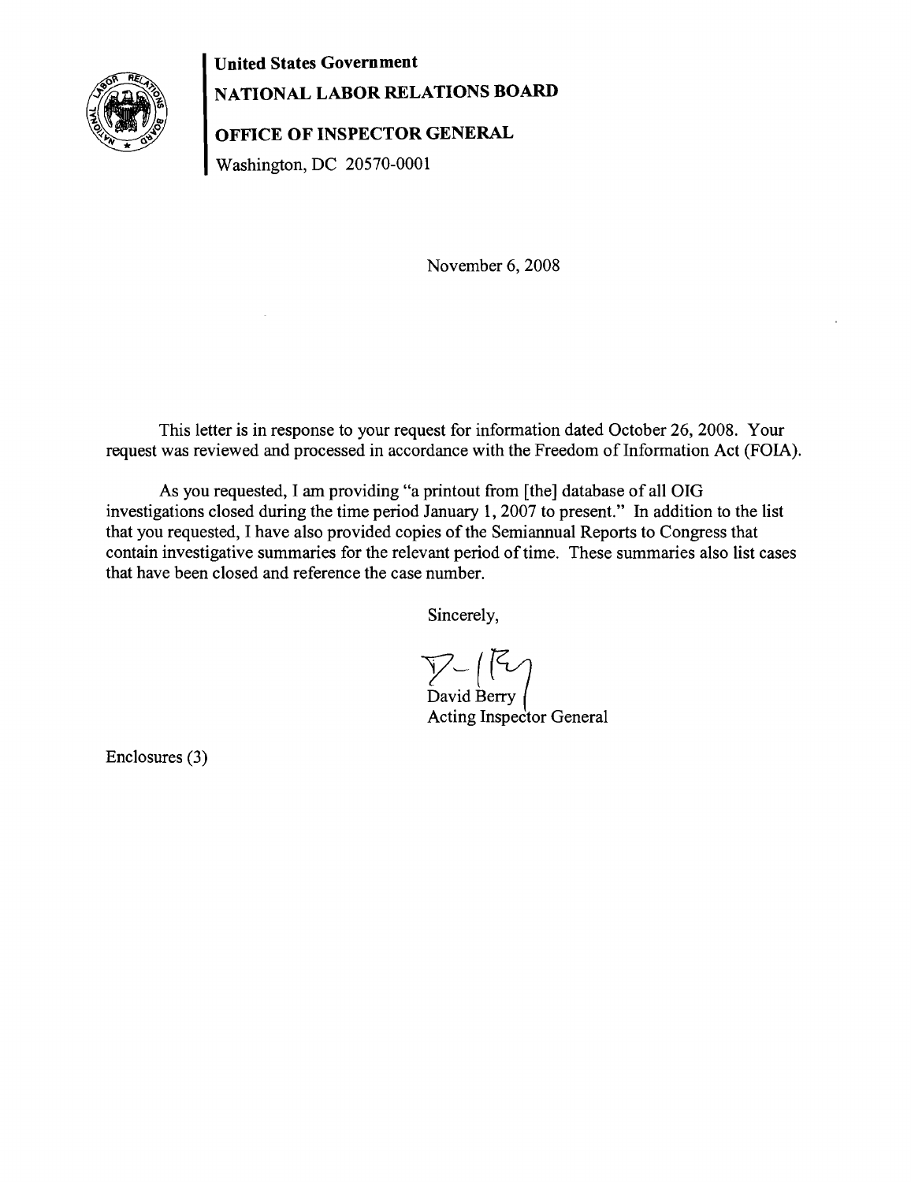**United States Government**

**NATIONAL LABOR RELATIONS BOARD**

**OFFICE OF INSPECTOR GENERAL**

Washington, DC 20570-0001

November 6, 2008

This letter is in response to your request for information dated October 26, 2008. Your request was reviewed and processed in accordance with the Freedom of Information Act (FOIA).

As you requested, I am providing "a printout from [the] database of all OIG investigations closed during the time period January 1, 2007 to present." In addition to the list that you requested, I have also provided copies of the Semiannual Reports to Congress that contain investigative summaries for the relevant period of time. These summaries also list cases that have been closed and reference the case number.

Sincerely,

David Berry
Acting Inspector General

Enclosures (3)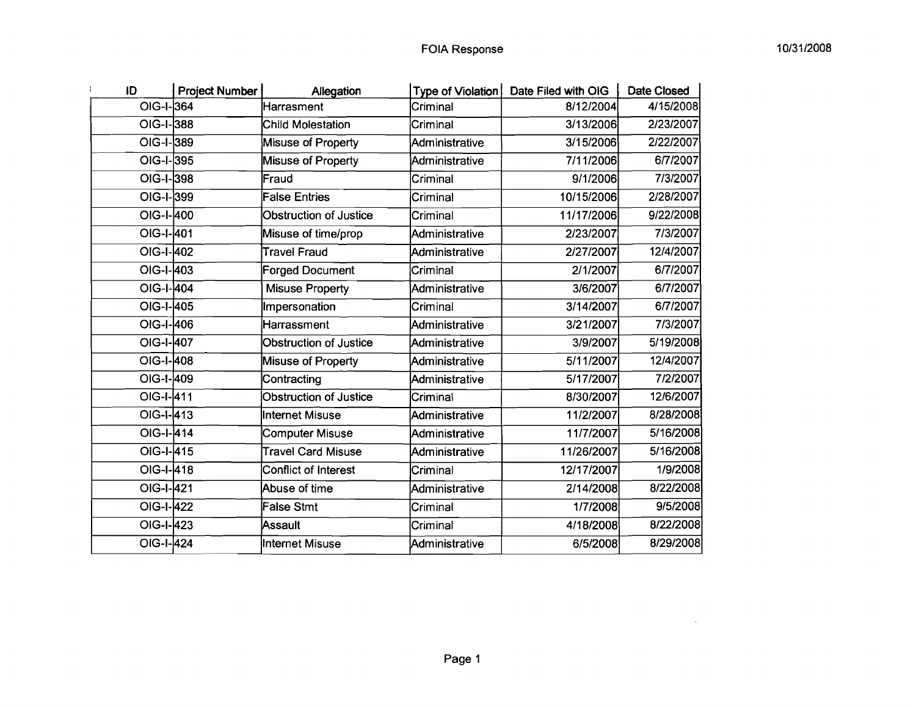| ID | Project Number | Allegation | Type of Violation | Date Filed with OIG | Date Closed |
|---|---|---|---|---|---|
| OIG-I- | 364 | Harrasment | Criminal | 8/12/2004 | 4/15/2008 |
| OIG-I- | 388 | Child Molestation | Criminal | 3/13/2006 | 2/23/2007 |
| OIG-I- | 389 | Misuse of Property | Administrative | 3/15/2006 | 2/22/2007 |
| OIG-I- | 395 | Misuse of Property | Administrative | 7/11/2006 | 6/7/2007 |
| OIG-I- | 398 | Fraud | Criminal | 9/1/2006 | 7/3/2007 |
| OIG-I- | 399 | False Entries | Criminal | 10/15/2006 | 2/28/2007 |
| OIG-I- | 400 | Obstruction of Justice | Criminal | 11/17/2006 | 9/22/2008 |
| OIG-I- | 401 | Misuse of time/prop | Administrative | 2/23/2007 | 7/3/2007 |
| OIG-I- | 402 | Travel Fraud | Administrative | 2/27/2007 | 12/4/2007 |
| OIG-I- | 403 | Forged Document | Criminal | 2/1/2007 | 6/7/2007 |
| OIG-I- | 404 | Misuse Property | Administrative | 3/6/2007 | 6/7/2007 |
| OIG-I- | 405 | Impersonation | Criminal | 3/14/2007 | 6/7/2007 |
| OIG-I- | 406 | Harrassment | Administrative | 3/21/2007 | 7/3/2007 |
| OIG-I- | 407 | Obstruction of Justice | Administrative | 3/9/2007 | 5/19/2008 |
| OIG-I- | 408 | Misuse of Property | Administrative | 5/11/2007 | 12/4/2007 |
| OIG-I- | 409 | Contracting | Administrative | 5/17/2007 | 7/2/2007 |
| OIG-I- | 411 | Obstruction of Justice | Criminal | 8/30/2007 | 12/6/2007 |
| OIG-I- | 413 | Internet Misuse | Administrative | 11/2/2007 | 8/28/2008 |
| OIG-I- | 414 | Computer Misuse | Administrative | 11/7/2007 | 5/16/2008 |
| OIG-I- | 415 | Travel Card Misuse | Administrative | 11/26/2007 | 5/16/2008 |
| OIG-I- | 418 | Conflict of Interest | Criminal | 12/17/2007 | 1/9/2008 |
| OIG-I- | 421 | Abuse of time | Administrative | 2/14/2008 | 8/22/2008 |
| OIG-I- | 422 | False Stmt | Criminal | 1/7/2008 | 9/5/2008 |
| OIG-I- | 423 | Assault | Criminal | 4/18/2008 | 8/22/2008 |
| OIG-I- | 424 | Internet Misuse | Administrative | 6/5/2008 | 8/29/2008 |